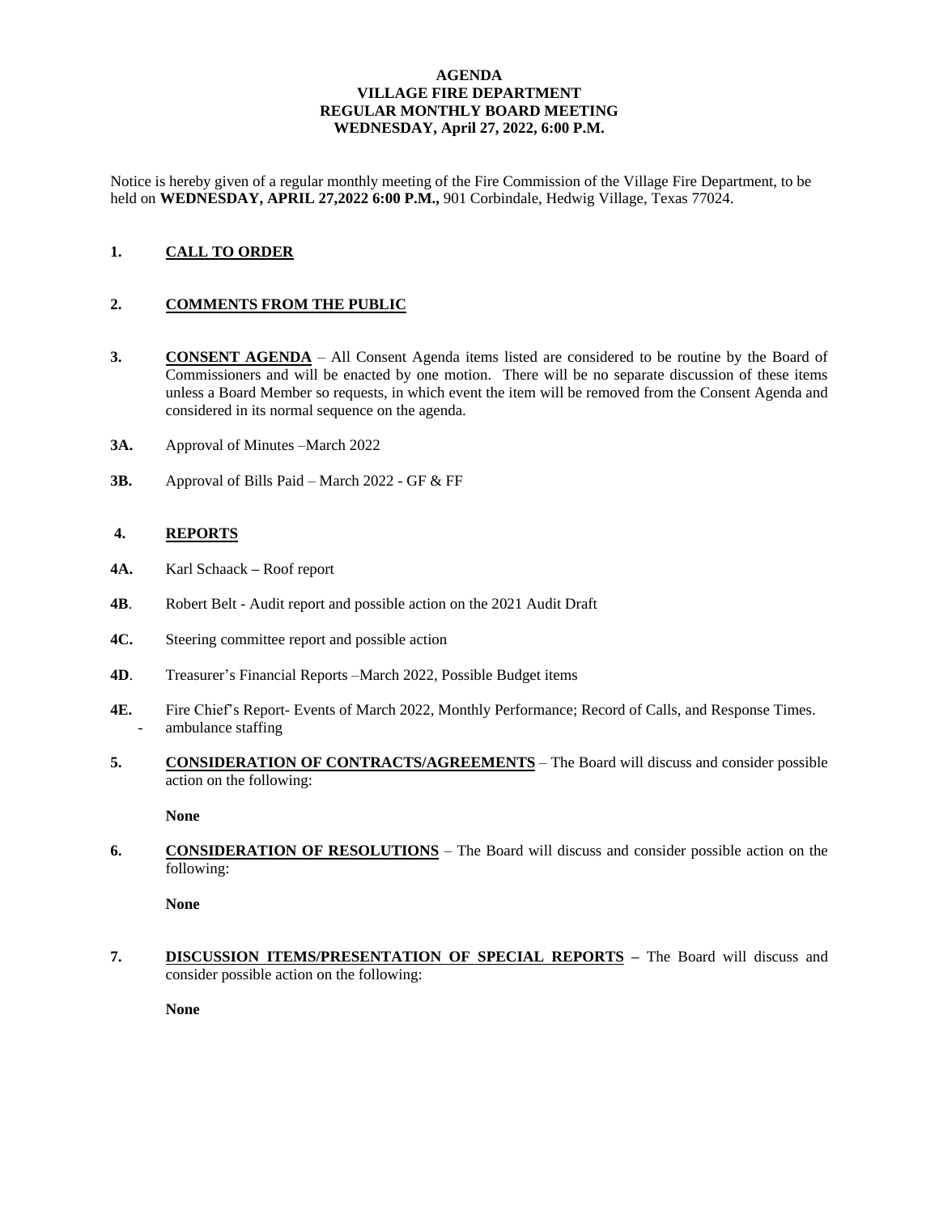**AGENDA**
**VILLAGE FIRE DEPARTMENT**
**REGULAR MONTHLY BOARD MEETING**
**WEDNESDAY, April 27, 2022, 6:00 P.M.**

Notice is hereby given of a regular monthly meeting of the Fire Commission of the Village Fire Department, to be held on **WEDNESDAY, APRIL 27,2022 6:00 P.M.,** 901 Corbindale, Hedwig Village, Texas 77024.

**1. CALL TO ORDER**

**2. COMMENTS FROM THE PUBLIC**

**3. CONSENT AGENDA** – All Consent Agenda items listed are considered to be routine by the Board of Commissioners and will be enacted by one motion. There will be no separate discussion of these items unless a Board Member so requests, in which event the item will be removed from the Consent Agenda and considered in its normal sequence on the agenda.

**3A.** Approval of Minutes –March 2022

**3B.** Approval of Bills Paid – March 2022 - GF & FF

**4. REPORTS**

**4A.** Karl Schaack **–** Roof report

**4B**. Robert Belt - Audit report and possible action on the 2021 Audit Draft

**4C.** Steering committee report and possible action

**4D**. Treasurer's Financial Reports –March 2022, Possible Budget items

**4E.** Fire Chief's Report- Events of March 2022, Monthly Performance; Record of Calls, and Response Times.
- ambulance staffing

**5. CONSIDERATION OF CONTRACTS/AGREEMENTS** – The Board will discuss and consider possible action on the following:

**None**

**6. CONSIDERATION OF RESOLUTIONS** – The Board will discuss and consider possible action on the following:

**None**

**7. DISCUSSION ITEMS/PRESENTATION OF SPECIAL REPORTS –** The Board will discuss and consider possible action on the following:

**None**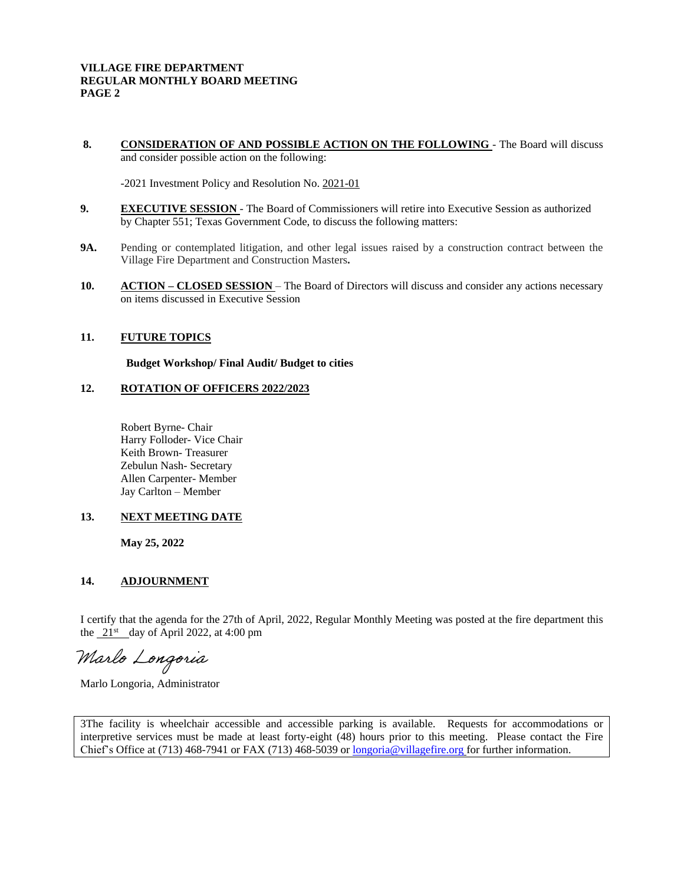**8. CONSIDERATION OF AND POSSIBLE ACTION ON THE FOLLOWING** - The Board will discuss and consider possible action on the following:

-2021 Investment Policy and Resolution No. 2021-01

**9. EXECUTIVE SESSION** - The Board of Commissioners will retire into Executive Session as authorized by Chapter 551; Texas Government Code, to discuss the following matters:

**9A.** Pending or contemplated litigation, and other legal issues raised by a construction contract between the Village Fire Department and Construction Masters**.**

**10. ACTION – CLOSED SESSION** – The Board of Directors will discuss and consider any actions necessary on items discussed in Executive Session

**11. FUTURE TOPICS**

**Budget Workshop/ Final Audit/ Budget to cities**

**12. ROTATION OF OFFICERS 2022/2023**

Robert Byrne- Chair
Harry Folloder- Vice Chair
Keith Brown- Treasurer
Zebulun Nash- Secretary
Allen Carpenter- Member
Jay Carlton – Member

**13. NEXT MEETING DATE**

**May 25, 2022**

**14. ADJOURNMENT**

I certify that the agenda for the 27th of April, 2022, Regular Monthly Meeting was posted at the fire department this the 21st day of April 2022, at 4:00 pm

*Marlo Longoria*

Marlo Longoria, Administrator

3The facility is wheelchair accessible and accessible parking is available. Requests for accommodations or interpretive services must be made at least forty-eight (48) hours prior to this meeting. Please contact the Fire Chief's Office at (713) 468-7941 or FAX (713) 468-5039 or longoria@villagefire.org for further information.